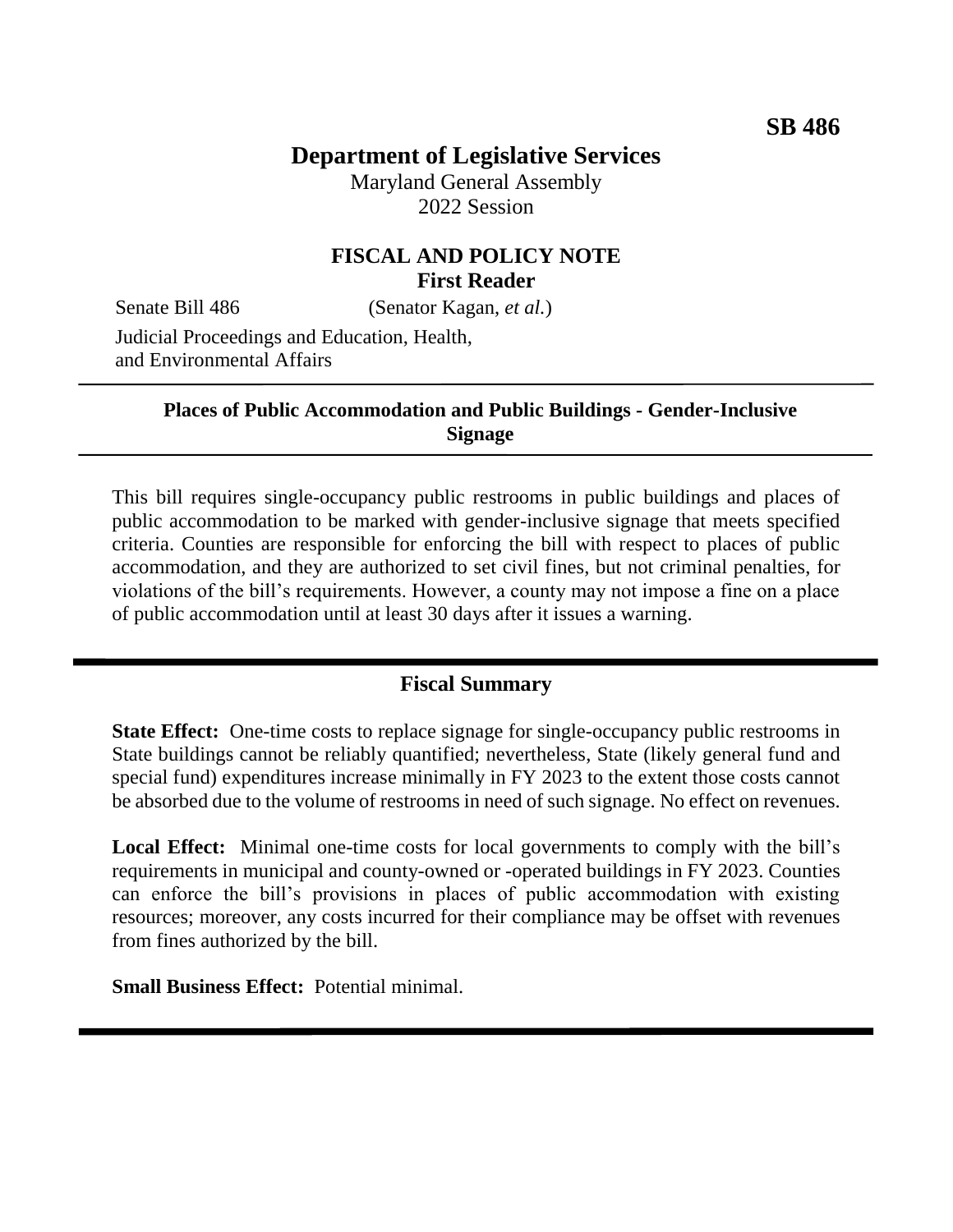**SB 486**

# Department of Legislative Services

Maryland General Assembly
2022 Session

## FISCAL AND POLICY NOTE
**First Reader**

Senate Bill 486 (Senator Kagan, *et al.*)

Judicial Proceedings and Education, Health, and Environmental Affairs

---

**Places of Public Accommodation and Public Buildings - Gender-Inclusive Signage**

---

This bill requires single-occupancy public restrooms in public buildings and places of public accommodation to be marked with gender-inclusive signage that meets specified criteria. Counties are responsible for enforcing the bill with respect to places of public accommodation, and they are authorized to set civil fines, but not criminal penalties, for violations of the bill's requirements. However, a county may not impose a fine on a place of public accommodation until at least 30 days after it issues a warning.

---

## Fiscal Summary

**State Effect:** One-time costs to replace signage for single-occupancy public restrooms in State buildings cannot be reliably quantified; nevertheless, State (likely general fund and special fund) expenditures increase minimally in FY 2023 to the extent those costs cannot be absorbed due to the volume of restrooms in need of such signage. No effect on revenues.

**Local Effect:** Minimal one-time costs for local governments to comply with the bill's requirements in municipal and county-owned or -operated buildings in FY 2023. Counties can enforce the bill's provisions in places of public accommodation with existing resources; moreover, any costs incurred for their compliance may be offset with revenues from fines authorized by the bill.

**Small Business Effect:** Potential minimal.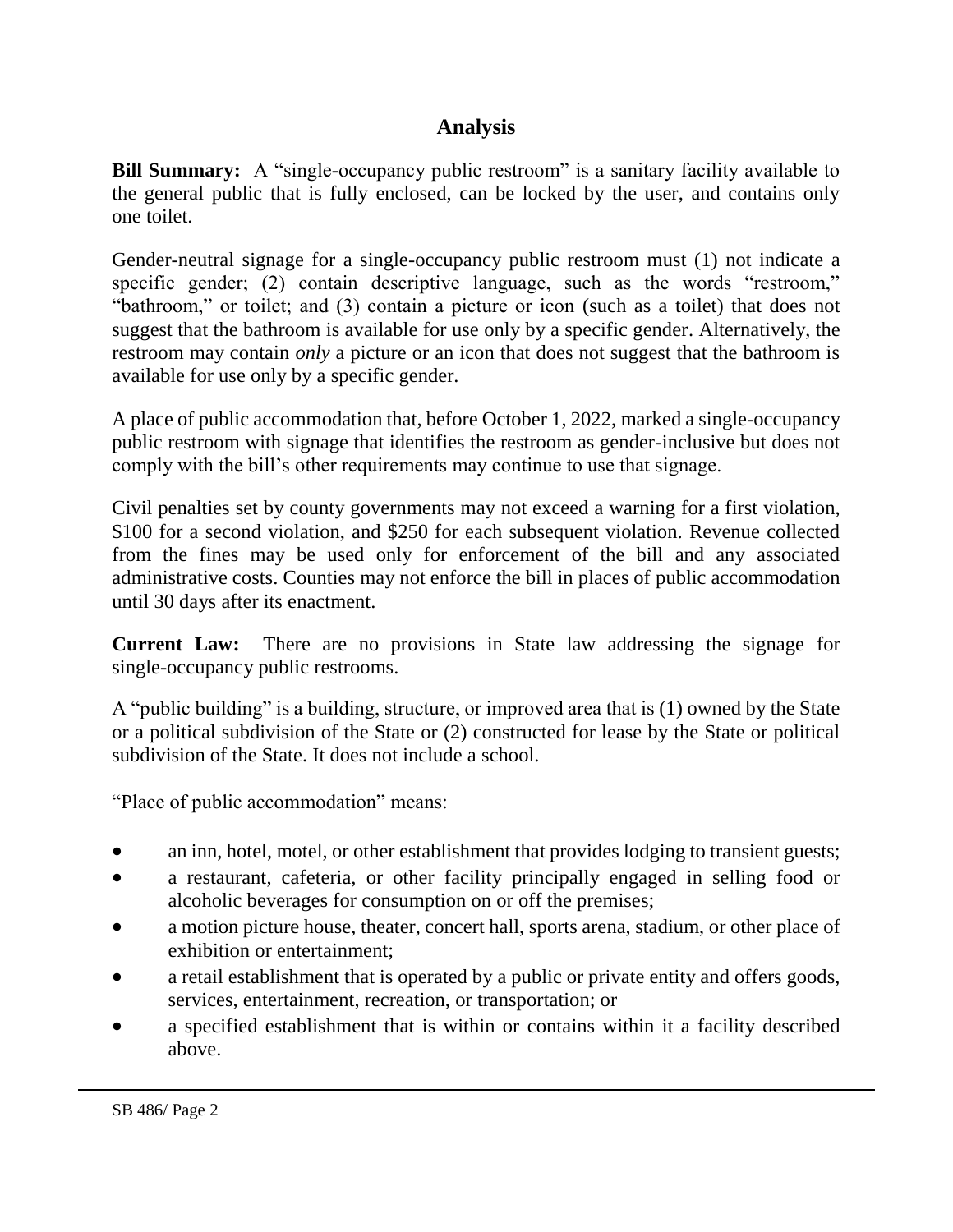## Analysis

**Bill Summary:** A "single-occupancy public restroom" is a sanitary facility available to the general public that is fully enclosed, can be locked by the user, and contains only one toilet.

Gender-neutral signage for a single-occupancy public restroom must (1) not indicate a specific gender; (2) contain descriptive language, such as the words "restroom," "bathroom," or toilet; and (3) contain a picture or icon (such as a toilet) that does not suggest that the bathroom is available for use only by a specific gender. Alternatively, the restroom may contain *only* a picture or an icon that does not suggest that the bathroom is available for use only by a specific gender.

A place of public accommodation that, before October 1, 2022, marked a single-occupancy public restroom with signage that identifies the restroom as gender-inclusive but does not comply with the bill's other requirements may continue to use that signage.

Civil penalties set by county governments may not exceed a warning for a first violation, \$100 for a second violation, and \$250 for each subsequent violation. Revenue collected from the fines may be used only for enforcement of the bill and any associated administrative costs. Counties may not enforce the bill in places of public accommodation until 30 days after its enactment.

**Current Law:** There are no provisions in State law addressing the signage for single-occupancy public restrooms.

A "public building" is a building, structure, or improved area that is (1) owned by the State or a political subdivision of the State or (2) constructed for lease by the State or political subdivision of the State. It does not include a school.

"Place of public accommodation" means:

- an inn, hotel, motel, or other establishment that provides lodging to transient guests;
- a restaurant, cafeteria, or other facility principally engaged in selling food or alcoholic beverages for consumption on or off the premises;
- a motion picture house, theater, concert hall, sports arena, stadium, or other place of exhibition or entertainment;
- a retail establishment that is operated by a public or private entity and offers goods, services, entertainment, recreation, or transportation; or
- a specified establishment that is within or contains within it a facility described above.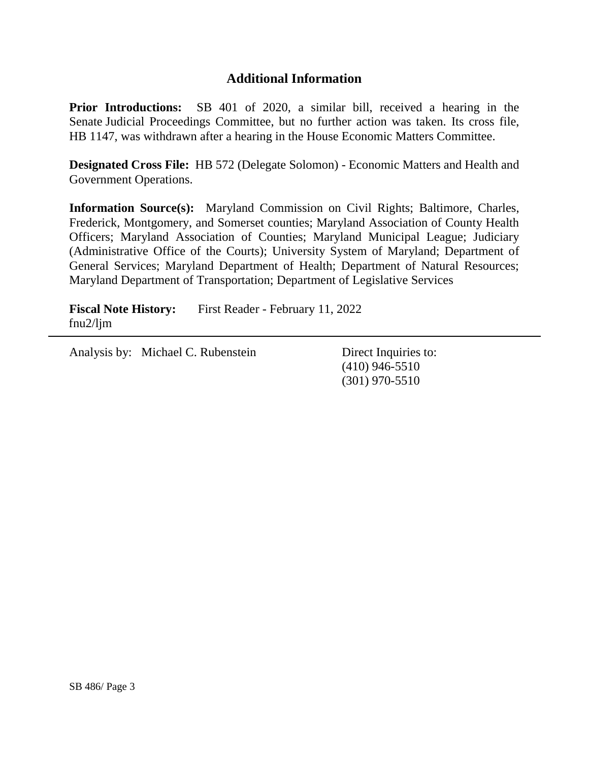## Additional Information

**Prior Introductions:** SB 401 of 2020, a similar bill, received a hearing in the Senate Judicial Proceedings Committee, but no further action was taken. Its cross file, HB 1147, was withdrawn after a hearing in the House Economic Matters Committee.

**Designated Cross File:** HB 572 (Delegate Solomon) - Economic Matters and Health and Government Operations.

**Information Source(s):** Maryland Commission on Civil Rights; Baltimore, Charles, Frederick, Montgomery, and Somerset counties; Maryland Association of County Health Officers; Maryland Association of Counties; Maryland Municipal League; Judiciary (Administrative Office of the Courts); University System of Maryland; Department of General Services; Maryland Department of Health; Department of Natural Resources; Maryland Department of Transportation; Department of Legislative Services

**Fiscal Note History:** First Reader - February 11, 2022
fnu2/ljm

---

Analysis by: Michael C. Rubenstein

Direct Inquiries to:
(410) 946-5510
(301) 970-5510